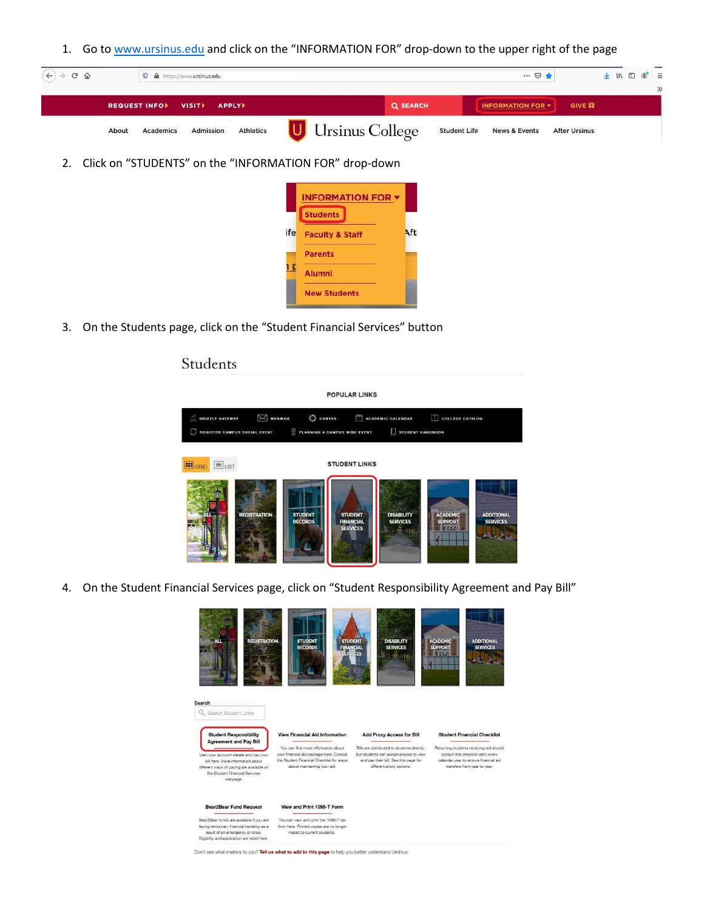1. Go to www.ursinus.edu and click on the "INFORMATION FOR" drop-down to the upper right of the page

2. Click on "STUDENTS" on the "INFORMATION FOR" drop-down

3. On the Students page, click on the "Student Financial Services" button

4. On the Student Financial Services page, click on "Student Responsibility Agreement and Pay Bill"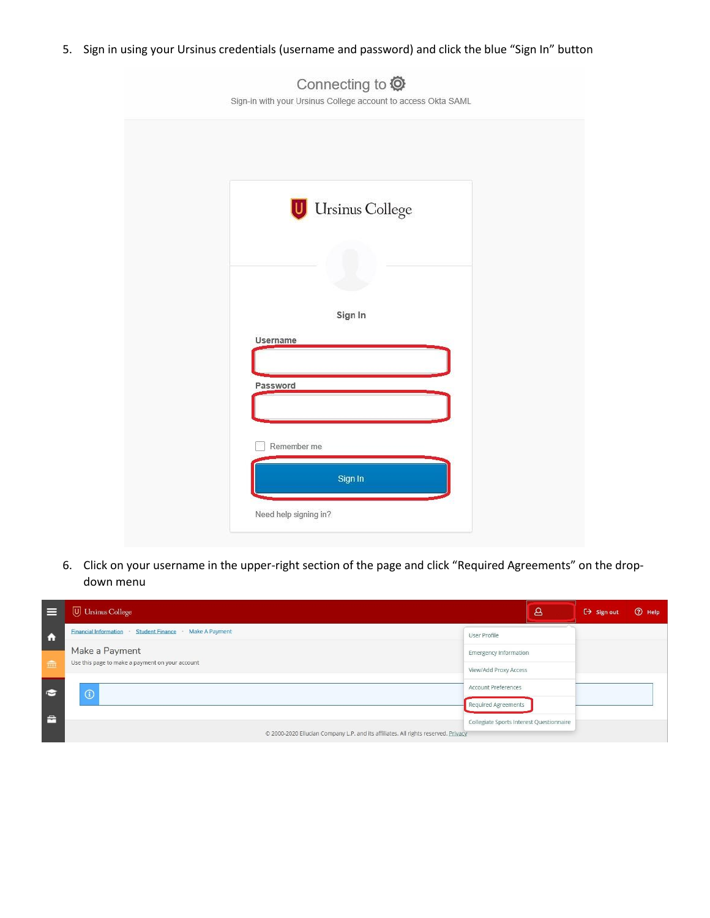5. Sign in using your Ursinus credentials (username and password) and click the blue "Sign In" button

6. Click on your username in the upper-right section of the page and click "Required Agreements" on the drop-down menu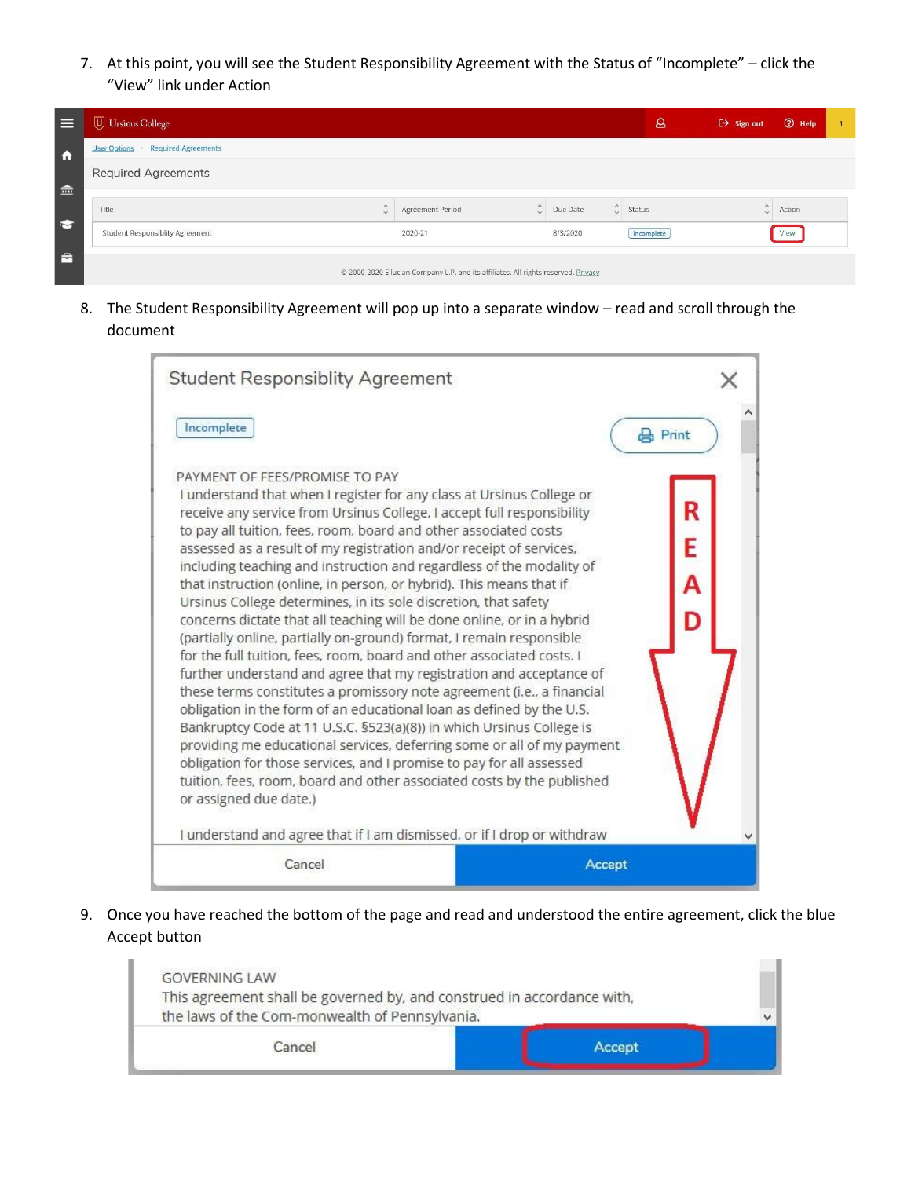7. At this point, you will see the Student Responsibility Agreement with the Status of "Incomplete" – click the "View" link under Action

8. The Student Responsibility Agreement will pop up into a separate window – read and scroll through the document

9. Once you have reached the bottom of the page and read and understood the entire agreement, click the blue Accept button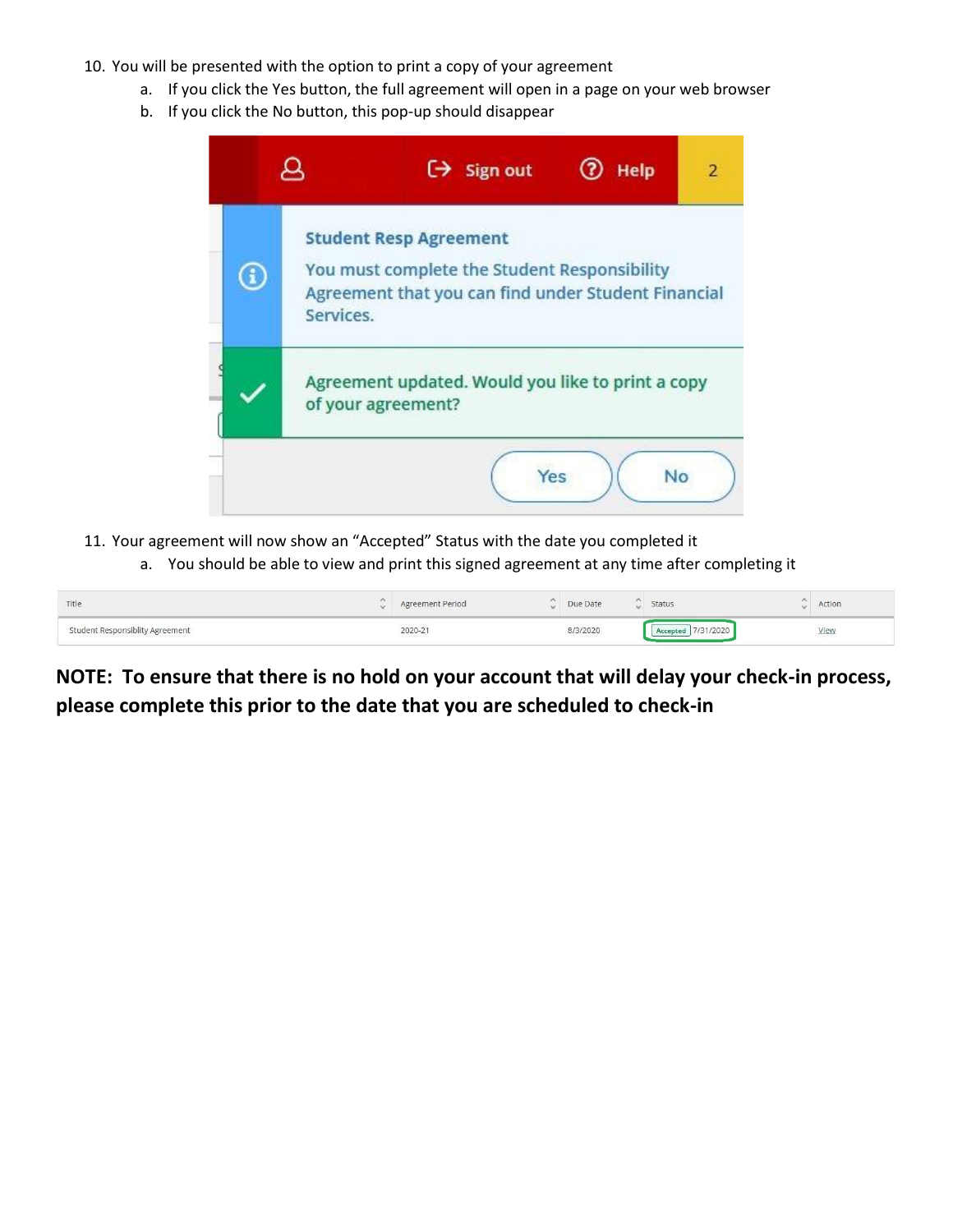10. You will be presented with the option to print a copy of your agreement
    a. If you click the Yes button, the full agreement will open in a page on your web browser
    b. If you click the No button, this pop-up should disappear

Sign out
Help
2
Student Resp Agreement
You must complete the Student Responsibility Agreement that you can find under Student Financial Services.
Agreement updated. Would you like to print a copy of your agreement?
Yes
No

11. Your agreement will now show an "Accepted" Status with the date you completed it
    a. You should be able to view and print this signed agreement at any time after completing it

| Title | Agreement Period | Due Date | Status | Action |
|---|---|---|---|---|
| Student Responsiblity Agreement | 2020-21 | 8/3/2020 | Accepted 7/31/2020 | View |

**NOTE: To ensure that there is no hold on your account that will delay your check-in process, please complete this prior to the date that you are scheduled to check-in**